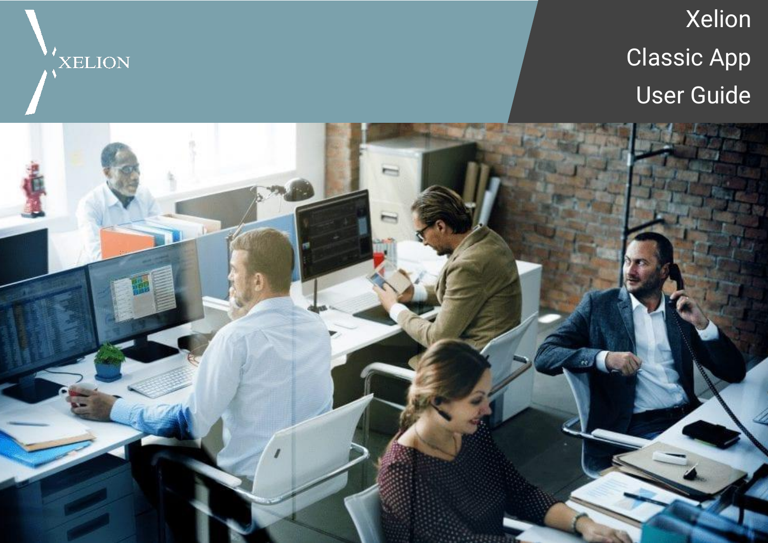XELION

# Xelion Classic App User Guide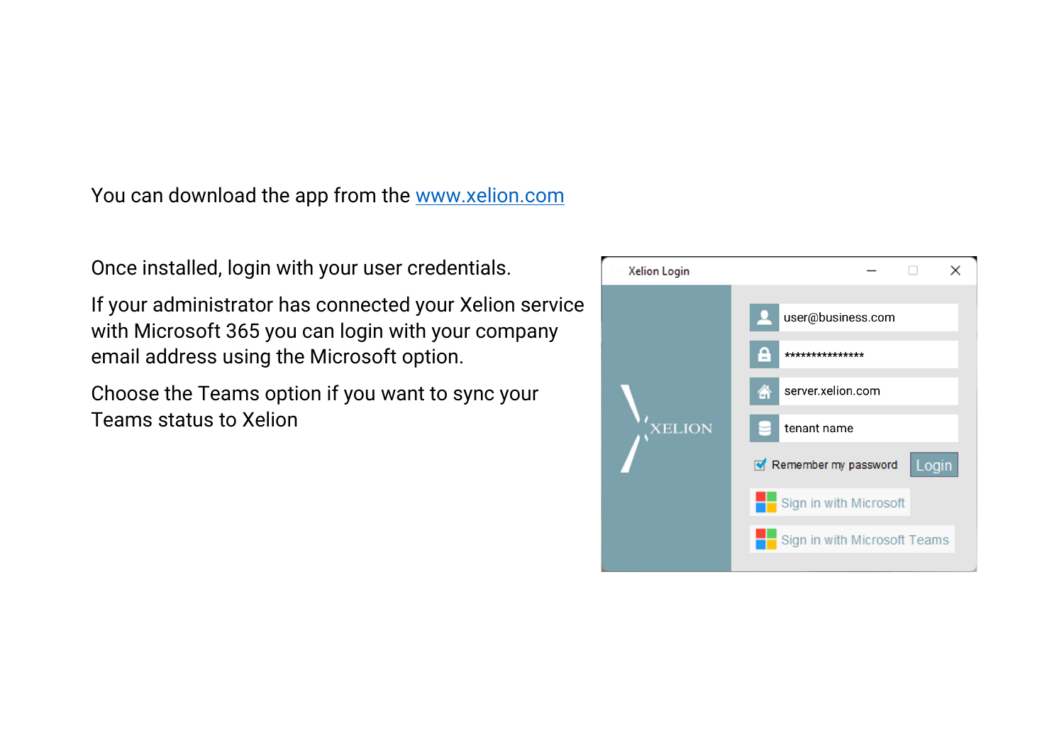You can download the app from the [www.xelion.com](http://www.xelion.com)

Once installed, login with your user credentials.

If your administrator has connected your Xelion service with Microsoft 365 you can login with your company email address using the Microsoft option.

Choose the Teams option if you want to sync your Teams status to Xelion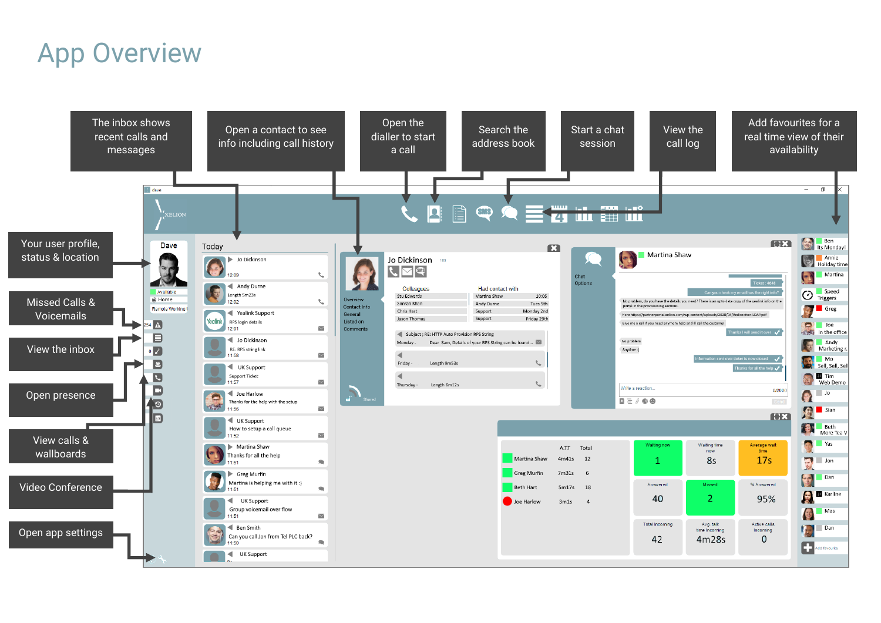# App Overview

The inbox shows recent calls and messages

Open a contact to see info including call history

Open the dialler to start a call

Search the address book

Start a chat session

View the call log

Add favourites for a real time view of their availability

Your user profile, status & location

Missed Calls & Voicemails

View the inbox

Open presence

View calls & wallboards

Video Conference

Open app settings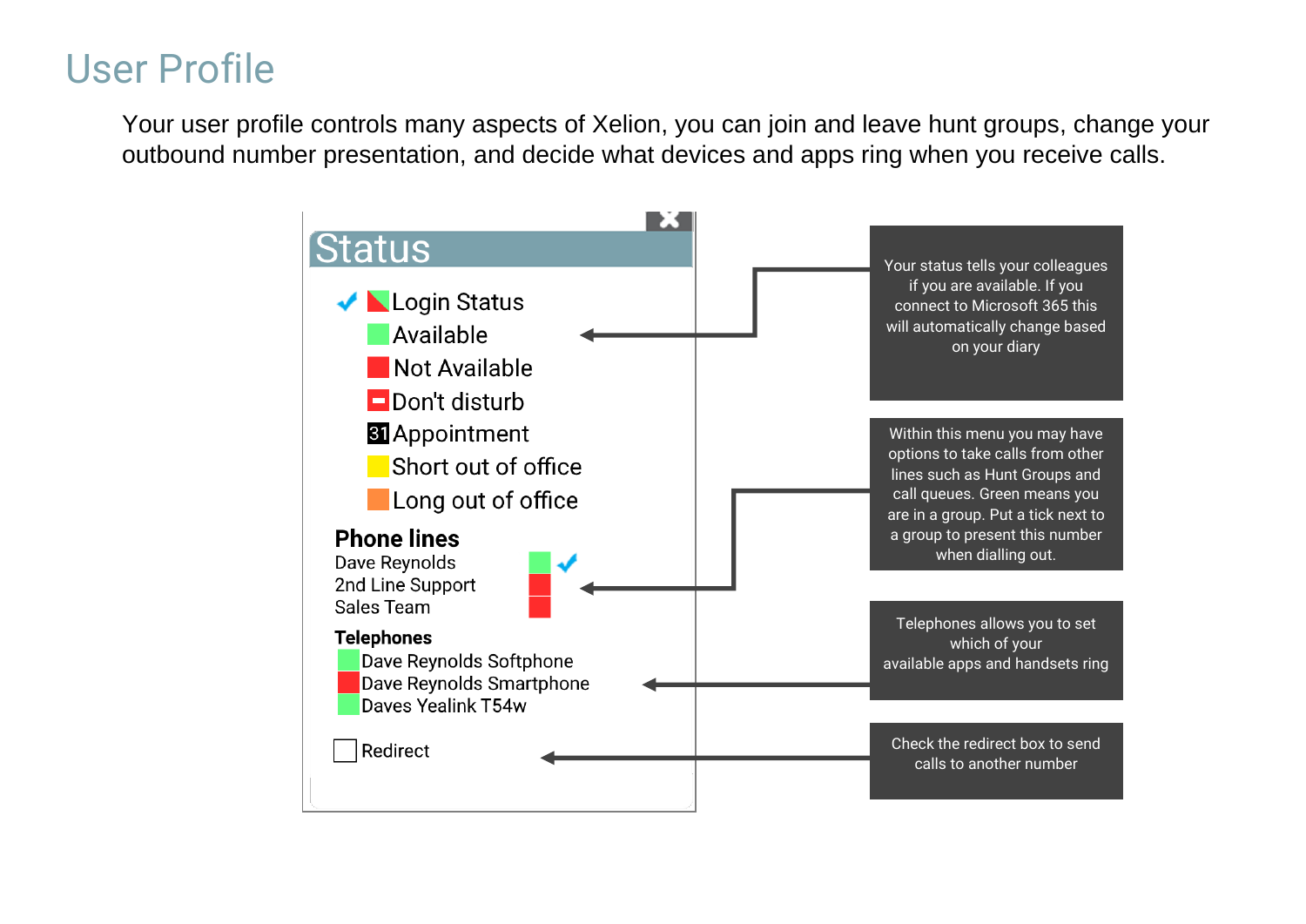# User Profile

Your user profile controls many aspects of Xelion, you can join and leave hunt groups, change your outbound number presentation, and decide what devices and apps ring when you receive calls.

## Status

- ✔ Login Status
- Available
- Not Available
- Don't disturb
- Appointment
- Short out of office
- Long out of office

Your status tells your colleagues if you are available. If you connect to Microsoft 365 this will automatically change based on your diary

**Phone lines**

- Dave Reynolds ✔
- 2nd Line Support
- Sales Team

Within this menu you may have options to take calls from other lines such as Hunt Groups and call queues. Green means you are in a group. Put a tick next to a group to present this number when dialling out.

**Telephones**

- Dave Reynolds Softphone
- Dave Reynolds Smartphone
- Daves Yealink T54w

Telephones allows you to set which of your available apps and handsets ring

☐ Redirect

Check the redirect box to send calls to another number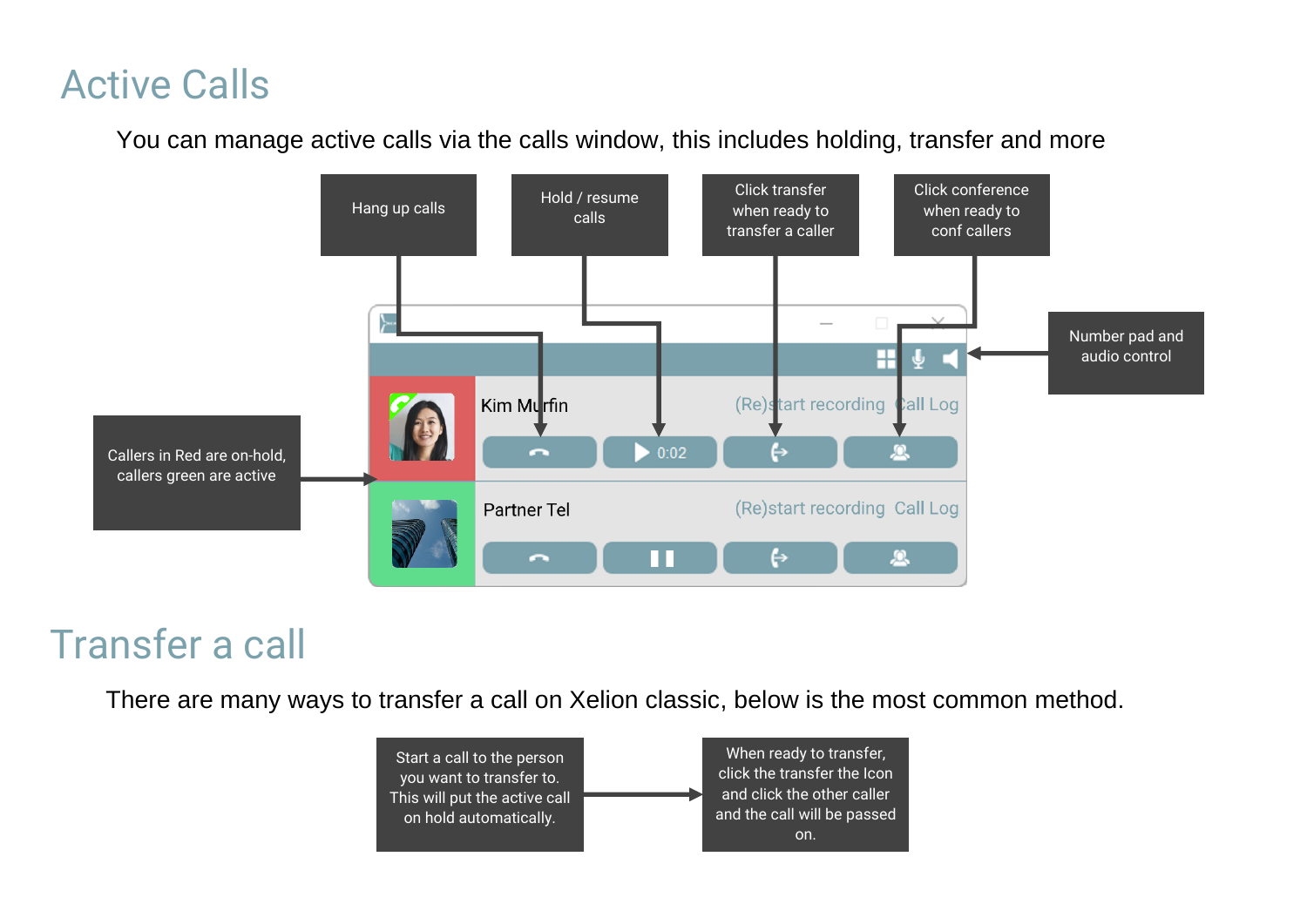# Active Calls

You can manage active calls via the calls window, this includes holding, transfer and more

Hang up calls

Hold / resume calls

Click transfer when ready to transfer a caller

Click conference when ready to conf callers

Number pad and audio control

Callers in Red are on-hold, callers green are active

Kim Murfin

(Re)start recording Call Log

0:02

Partner Tel

(Re)start recording Call Log

# Transfer a call

There are many ways to transfer a call on Xelion classic, below is the most common method.

Start a call to the person you want to transfer to. This will put the active call on hold automatically.

When ready to transfer, click the transfer the Icon and click the other caller and the call will be passed on.